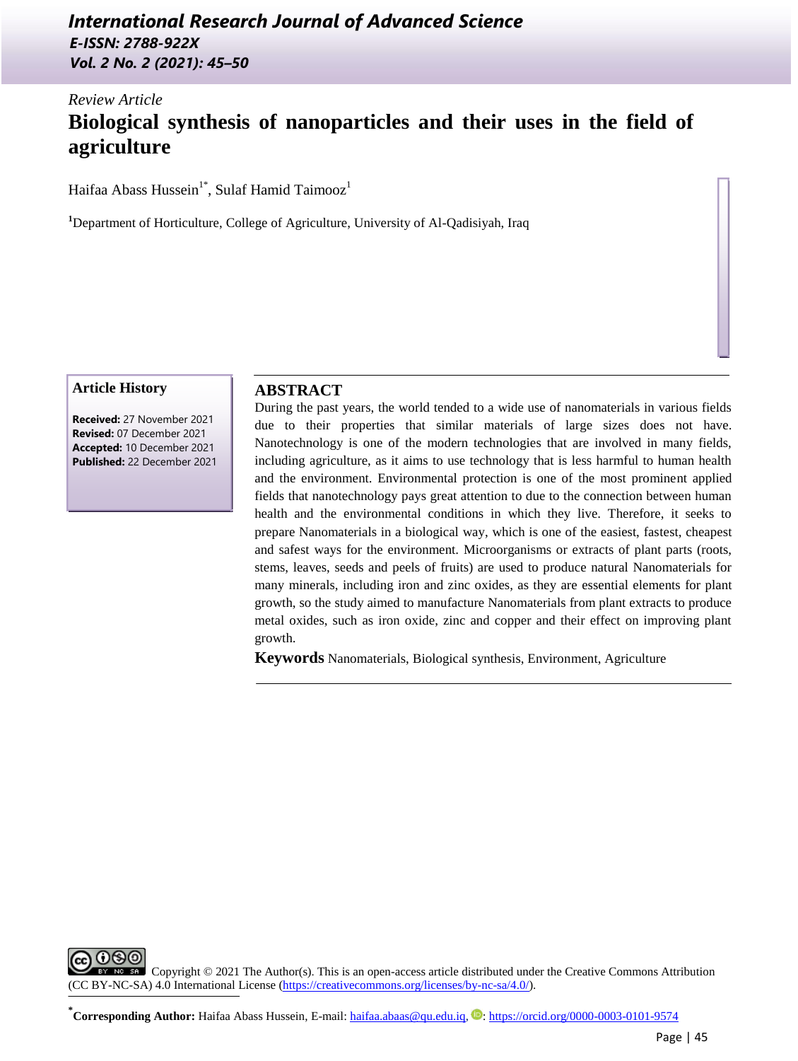*Review Article*

# Biological synthesis of nanoparticles and their uses in the field of agriculture

Haifaa Abass Hussein[1*], Sulaf Hamid Taimooz[1]

[1]Department of Horticulture, College of Agriculture, University of Al-Qadisiyah, Iraq

**Article History**

**Received:** 27 November 2021
**Revised:** 07 December 2021
**Accepted:** 10 December 2021
**Published:** 22 December 2021

## ABSTRACT

During the past years, the world tended to a wide use of nanomaterials in various fields due to their properties that similar materials of large sizes does not have. Nanotechnology is one of the modern technologies that are involved in many fields, including agriculture, as it aims to use technology that is less harmful to human health and the environment. Environmental protection is one of the most prominent applied fields that nanotechnology pays great attention to due to the connection between human health and the environmental conditions in which they live. Therefore, it seeks to prepare Nanomaterials in a biological way, which is one of the easiest, fastest, cheapest and safest ways for the environment. Microorganisms or extracts of plant parts (roots, stems, leaves, seeds and peels of fruits) are used to produce natural Nanomaterials for many minerals, including iron and zinc oxides, as they are essential elements for plant growth, so the study aimed to manufacture Nanomaterials from plant extracts to produce metal oxides, such as iron oxide, zinc and copper and their effect on improving plant growth.

**Keywords** Nanomaterials, Biological synthesis, Environment, Agriculture

Copyright © 2021 The Author(s). This is an open-access article distributed under the Creative Commons Attribution (CC BY-NC-SA) 4.0 International License (https://creativecommons.org/licenses/by-nc-sa/4.0/).

*Corresponding Author: Haifaa Abass Hussein, E-mail: haifaa.abaas@qu.edu.iq, ORCID: https://orcid.org/0000-0003-0101-9574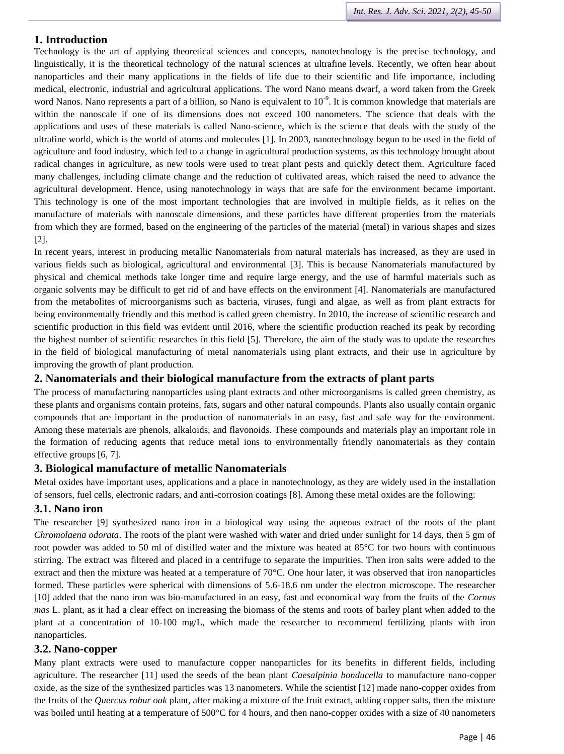## 1. Introduction

Technology is the art of applying theoretical sciences and concepts, nanotechnology is the precise technology, and linguistically, it is the theoretical technology of the natural sciences at ultrafine levels. Recently, we often hear about nanoparticles and their many applications in the fields of life due to their scientific and life importance, including medical, electronic, industrial and agricultural applications. The word Nano means dwarf, a word taken from the Greek word Nanos. Nano represents a part of a billion, so Nano is equivalent to $10^{-9}$. It is common knowledge that materials are within the nanoscale if one of its dimensions does not exceed 100 nanometers. The science that deals with the applications and uses of these materials is called Nano-science, which is the science that deals with the study of the ultrafine world, which is the world of atoms and molecules [1]. In 2003, nanotechnology begun to be used in the field of agriculture and food industry, which led to a change in agricultural production systems, as this technology brought about radical changes in agriculture, as new tools were used to treat plant pests and quickly detect them. Agriculture faced many challenges, including climate change and the reduction of cultivated areas, which raised the need to advance the agricultural development. Hence, using nanotechnology in ways that are safe for the environment became important. This technology is one of the most important technologies that are involved in multiple fields, as it relies on the manufacture of materials with nanoscale dimensions, and these particles have different properties from the materials from which they are formed, based on the engineering of the particles of the material (metal) in various shapes and sizes [2].

In recent years, interest in producing metallic Nanomaterials from natural materials has increased, as they are used in various fields such as biological, agricultural and environmental [3]. This is because Nanomaterials manufactured by physical and chemical methods take longer time and require large energy, and the use of harmful materials such as organic solvents may be difficult to get rid of and have effects on the environment [4]. Nanomaterials are manufactured from the metabolites of microorganisms such as bacteria, viruses, fungi and algae, as well as from plant extracts for being environmentally friendly and this method is called green chemistry. In 2010, the increase of scientific research and scientific production in this field was evident until 2016, where the scientific production reached its peak by recording the highest number of scientific researches in this field [5]. Therefore, the aim of the study was to update the researches in the field of biological manufacturing of metal nanomaterials using plant extracts, and their use in agriculture by improving the growth of plant production.

## 2. Nanomaterials and their biological manufacture from the extracts of plant parts

The process of manufacturing nanoparticles using plant extracts and other microorganisms is called green chemistry, as these plants and organisms contain proteins, fats, sugars and other natural compounds. Plants also usually contain organic compounds that are important in the production of nanomaterials in an easy, fast and safe way for the environment. Among these materials are phenols, alkaloids, and flavonoids. These compounds and materials play an important role in the formation of reducing agents that reduce metal ions to environmentally friendly nanomaterials as they contain effective groups [6, 7].

## 3. Biological manufacture of metallic Nanomaterials

Metal oxides have important uses, applications and a place in nanotechnology, as they are widely used in the installation of sensors, fuel cells, electronic radars, and anti-corrosion coatings [8]. Among these metal oxides are the following:

### 3.1. Nano iron

The researcher [9] synthesized nano iron in a biological way using the aqueous extract of the roots of the plant *Chromolaena odorata*. The roots of the plant were washed with water and dried under sunlight for 14 days, then 5 gm of root powder was added to 50 ml of distilled water and the mixture was heated at 85°C for two hours with continuous stirring. The extract was filtered and placed in a centrifuge to separate the impurities. Then iron salts were added to the extract and then the mixture was heated at a temperature of 70°C. One hour later, it was observed that iron nanoparticles formed. These particles were spherical with dimensions of 5.6-18.6 nm under the electron microscope. The researcher [10] added that the nano iron was bio-manufactured in an easy, fast and economical way from the fruits of the *Cornus mas* L. plant, as it had a clear effect on increasing the biomass of the stems and roots of barley plant when added to the plant at a concentration of 10-100 mg/L, which made the researcher to recommend fertilizing plants with iron nanoparticles.

### 3.2. Nano-copper

Many plant extracts were used to manufacture copper nanoparticles for its benefits in different fields, including agriculture. The researcher [11] used the seeds of the bean plant *Caesalpinia bonducella* to manufacture nano-copper oxide, as the size of the synthesized particles was 13 nanometers. While the scientist [12] made nano-copper oxides from the fruits of the *Quercus robur oak* plant, after making a mixture of the fruit extract, adding copper salts, then the mixture was boiled until heating at a temperature of 500°C for 4 hours, and then nano-copper oxides with a size of 40 nanometers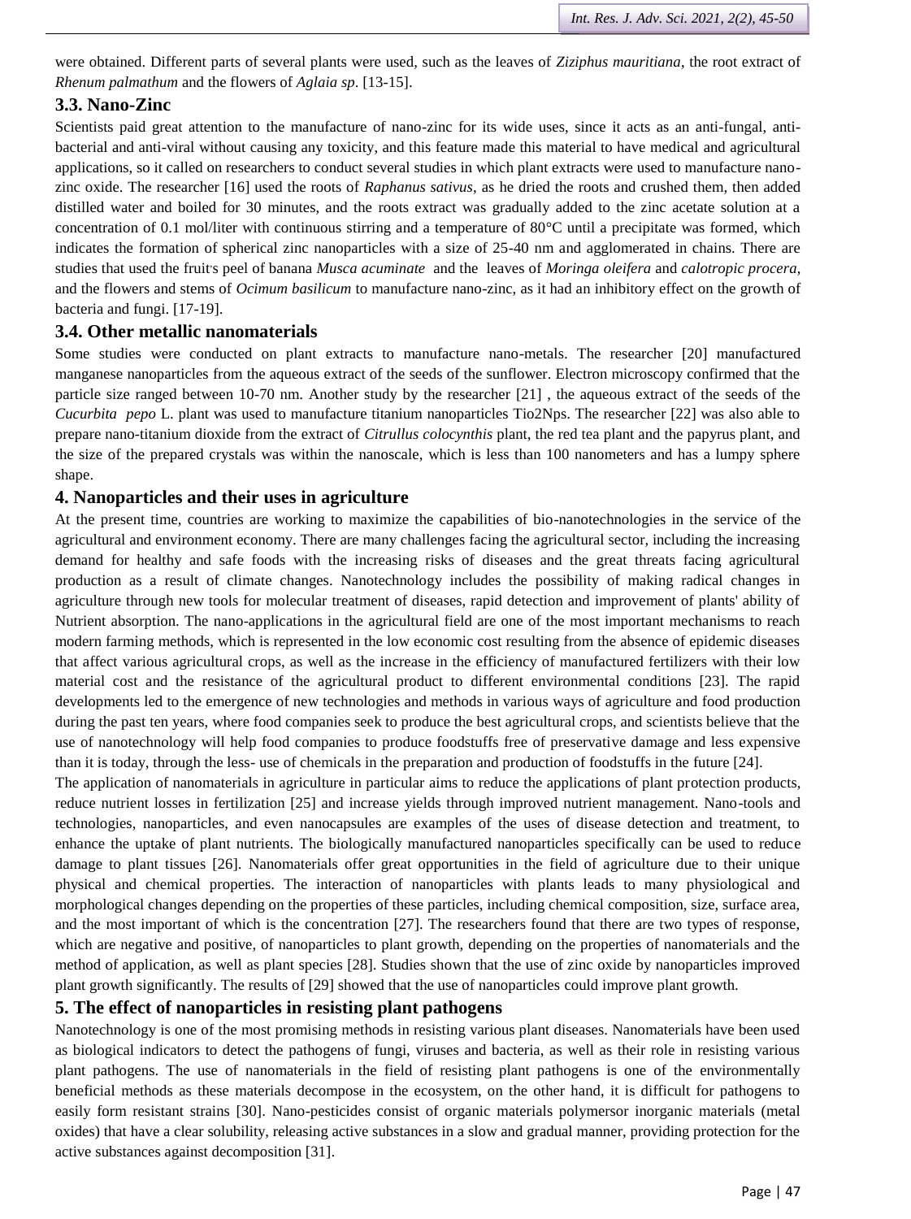were obtained. Different parts of several plants were used, such as the leaves of *Ziziphus mauritiana*, the root extract of *Rhenum palmathum* and the flowers of *Aglaia sp*. [13-15].

### 3.3. Nano-Zinc

Scientists paid great attention to the manufacture of nano-zinc for its wide uses, since it acts as an anti-fungal, anti-bacterial and anti-viral without causing any toxicity, and this feature made this material to have medical and agricultural applications, so it called on researchers to conduct several studies in which plant extracts were used to manufacture nano-zinc oxide. The researcher [16] used the roots of *Raphanus sativus*, as he dried the roots and crushed them, then added distilled water and boiled for 30 minutes, and the roots extract was gradually added to the zinc acetate solution at a concentration of 0.1 mol/liter with continuous stirring and a temperature of 80°C until a precipitate was formed, which indicates the formation of spherical zinc nanoparticles with a size of 25-40 nm and agglomerated in chains. There are studies that used the fruit's peel of banana *Musca acuminate* and the leaves of *Moringa oleifera* and *calotropic procera*, and the flowers and stems of *Ocimum basilicum* to manufacture nano-zinc, as it had an inhibitory effect on the growth of bacteria and fungi. [17-19].

### 3.4. Other metallic nanomaterials

Some studies were conducted on plant extracts to manufacture nano-metals. The researcher [20] manufactured manganese nanoparticles from the aqueous extract of the seeds of the sunflower. Electron microscopy confirmed that the particle size ranged between 10-70 nm. Another study by the researcher [21] , the aqueous extract of the seeds of the *Cucurbita pepo* L. plant was used to manufacture titanium nanoparticles Tio2Nps. The researcher [22] was also able to prepare nano-titanium dioxide from the extract of *Citrullus colocynthis* plant, the red tea plant and the papyrus plant, and the size of the prepared crystals was within the nanoscale, which is less than 100 nanometers and has a lumpy sphere shape.

## 4. Nanoparticles and their uses in agriculture

At the present time, countries are working to maximize the capabilities of bio-nanotechnologies in the service of the agricultural and environment economy. There are many challenges facing the agricultural sector, including the increasing demand for healthy and safe foods with the increasing risks of diseases and the great threats facing agricultural production as a result of climate changes. Nanotechnology includes the possibility of making radical changes in agriculture through new tools for molecular treatment of diseases, rapid detection and improvement of plants' ability of Nutrient absorption. The nano-applications in the agricultural field are one of the most important mechanisms to reach modern farming methods, which is represented in the low economic cost resulting from the absence of epidemic diseases that affect various agricultural crops, as well as the increase in the efficiency of manufactured fertilizers with their low material cost and the resistance of the agricultural product to different environmental conditions [23]. The rapid developments led to the emergence of new technologies and methods in various ways of agriculture and food production during the past ten years, where food companies seek to produce the best agricultural crops, and scientists believe that the use of nanotechnology will help food companies to produce foodstuffs free of preservative damage and less expensive than it is today, through the less- use of chemicals in the preparation and production of foodstuffs in the future [24].

The application of nanomaterials in agriculture in particular aims to reduce the applications of plant protection products, reduce nutrient losses in fertilization [25] and increase yields through improved nutrient management. Nano-tools and technologies, nanoparticles, and even nanocapsules are examples of the uses of disease detection and treatment, to enhance the uptake of plant nutrients. The biologically manufactured nanoparticles specifically can be used to reduce damage to plant tissues [26]. Nanomaterials offer great opportunities in the field of agriculture due to their unique physical and chemical properties. The interaction of nanoparticles with plants leads to many physiological and morphological changes depending on the properties of these particles, including chemical composition, size, surface area, and the most important of which is the concentration [27]. The researchers found that there are two types of response, which are negative and positive, of nanoparticles to plant growth, depending on the properties of nanomaterials and the method of application, as well as plant species [28]. Studies shown that the use of zinc oxide by nanoparticles improved plant growth significantly. The results of [29] showed that the use of nanoparticles could improve plant growth.

## 5. The effect of nanoparticles in resisting plant pathogens

Nanotechnology is one of the most promising methods in resisting various plant diseases. Nanomaterials have been used as biological indicators to detect the pathogens of fungi, viruses and bacteria, as well as their role in resisting various plant pathogens. The use of nanomaterials in the field of resisting plant pathogens is one of the environmentally beneficial methods as these materials decompose in the ecosystem, on the other hand, it is difficult for pathogens to easily form resistant strains [30]. Nano-pesticides consist of organic materials polymersor inorganic materials (metal oxides) that have a clear solubility, releasing active substances in a slow and gradual manner, providing protection for the active substances against decomposition [31].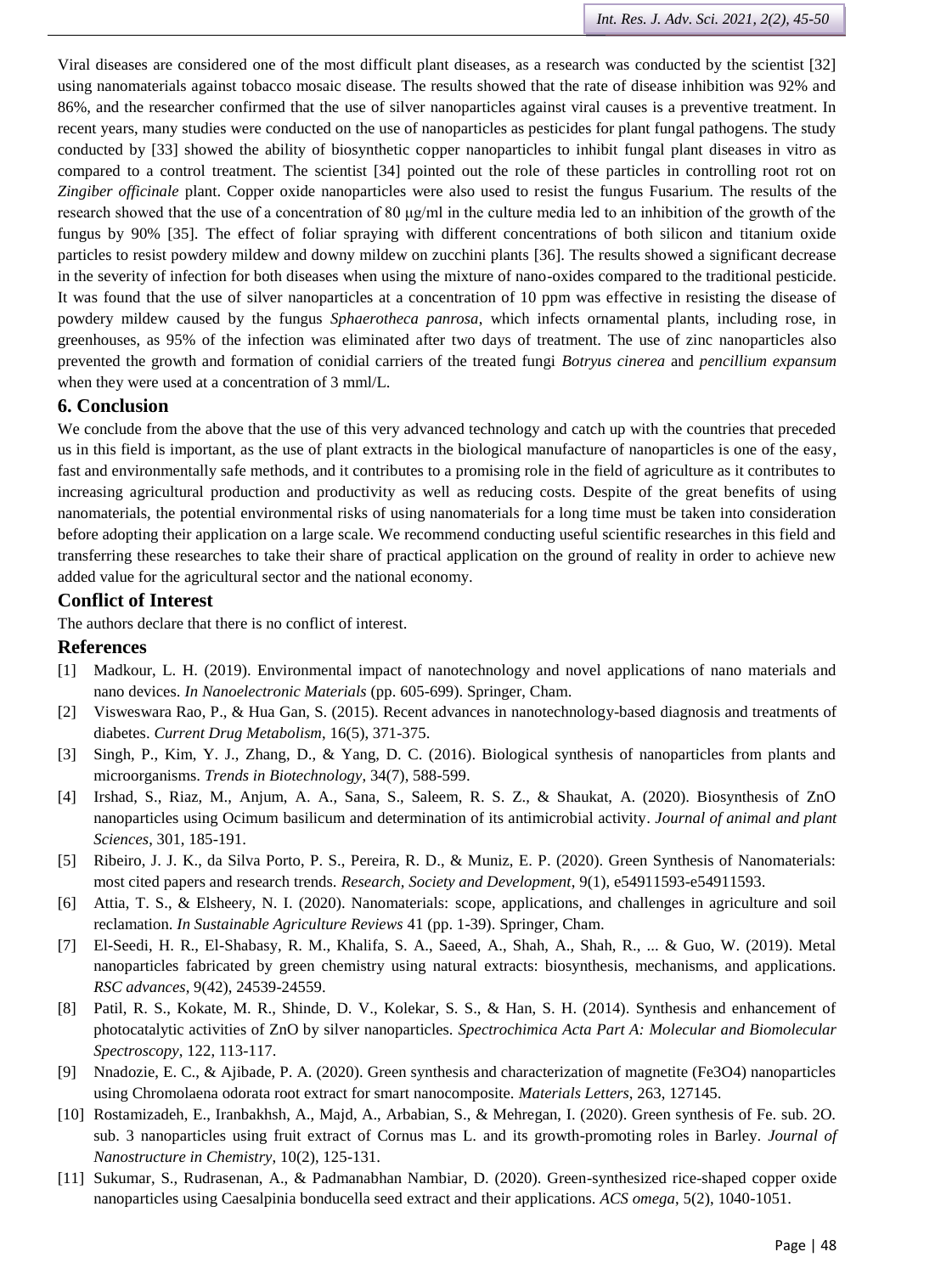Viral diseases are considered one of the most difficult plant diseases, as a research was conducted by the scientist [32] using nanomaterials against tobacco mosaic disease. The results showed that the rate of disease inhibition was 92% and 86%, and the researcher confirmed that the use of silver nanoparticles against viral causes is a preventive treatment. In recent years, many studies were conducted on the use of nanoparticles as pesticides for plant fungal pathogens. The study conducted by [33] showed the ability of biosynthetic copper nanoparticles to inhibit fungal plant diseases in vitro as compared to a control treatment. The scientist [34] pointed out the role of these particles in controlling root rot on *Zingiber officinale* plant. Copper oxide nanoparticles were also used to resist the fungus Fusarium. The results of the research showed that the use of a concentration of 80 μg/ml in the culture media led to an inhibition of the growth of the fungus by 90% [35]. The effect of foliar spraying with different concentrations of both silicon and titanium oxide particles to resist powdery mildew and downy mildew on zucchini plants [36]. The results showed a significant decrease in the severity of infection for both diseases when using the mixture of nano-oxides compared to the traditional pesticide. It was found that the use of silver nanoparticles at a concentration of 10 ppm was effective in resisting the disease of powdery mildew caused by the fungus *Sphaerotheca panrosa*, which infects ornamental plants, including rose, in greenhouses, as 95% of the infection was eliminated after two days of treatment. The use of zinc nanoparticles also prevented the growth and formation of conidial carriers of the treated fungi *Botryus cinerea* and *pencillium expansum* when they were used at a concentration of 3 mml/L.

## 6. Conclusion

We conclude from the above that the use of this very advanced technology and catch up with the countries that preceded us in this field is important, as the use of plant extracts in the biological manufacture of nanoparticles is one of the easy, fast and environmentally safe methods, and it contributes to a promising role in the field of agriculture as it contributes to increasing agricultural production and productivity as well as reducing costs. Despite of the great benefits of using nanomaterials, the potential environmental risks of using nanomaterials for a long time must be taken into consideration before adopting their application on a large scale. We recommend conducting useful scientific researches in this field and transferring these researches to take their share of practical application on the ground of reality in order to achieve new added value for the agricultural sector and the national economy.

## Conflict of Interest

The authors declare that there is no conflict of interest.

## References

[1] Madkour, L. H. (2019). Environmental impact of nanotechnology and novel applications of nano materials and nano devices. *In Nanoelectronic Materials* (pp. 605-699). Springer, Cham.

[2] Visweswara Rao, P., & Hua Gan, S. (2015). Recent advances in nanotechnology-based diagnosis and treatments of diabetes. *Current Drug Metabolism*, 16(5), 371-375.

[3] Singh, P., Kim, Y. J., Zhang, D., & Yang, D. C. (2016). Biological synthesis of nanoparticles from plants and microorganisms. *Trends in Biotechnology*, 34(7), 588-599.

[4] Irshad, S., Riaz, M., Anjum, A. A., Sana, S., Saleem, R. S. Z., & Shaukat, A. (2020). Biosynthesis of ZnO nanoparticles using Ocimum basilicum and determination of its antimicrobial activity. *Journal of animal and plant Sciences*, 301, 185-191.

[5] Ribeiro, J. J. K., da Silva Porto, P. S., Pereira, R. D., & Muniz, E. P. (2020). Green Synthesis of Nanomaterials: most cited papers and research trends. *Research, Society and Development*, 9(1), e54911593-e54911593.

[6] Attia, T. S., & Elsheery, N. I. (2020). Nanomaterials: scope, applications, and challenges in agriculture and soil reclamation. *In Sustainable Agriculture Reviews* 41 (pp. 1-39). Springer, Cham.

[7] El-Seedi, H. R., El-Shabasy, R. M., Khalifa, S. A., Saeed, A., Shah, A., Shah, R., ... & Guo, W. (2019). Metal nanoparticles fabricated by green chemistry using natural extracts: biosynthesis, mechanisms, and applications. *RSC advances*, 9(42), 24539-24559.

[8] Patil, R. S., Kokate, M. R., Shinde, D. V., Kolekar, S. S., & Han, S. H. (2014). Synthesis and enhancement of photocatalytic activities of ZnO by silver nanoparticles. *Spectrochimica Acta Part A: Molecular and Biomolecular Spectroscopy*, 122, 113-117.

[9] Nnadozie, E. C., & Ajibade, P. A. (2020). Green synthesis and characterization of magnetite ($Fe_3O_4$) nanoparticles using Chromolaena odorata root extract for smart nanocomposite. *Materials Letters*, 263, 127145.

[10] Rostamizadeh, E., Iranbakhsh, A., Majd, A., Arbabian, S., & Mehregan, I. (2020). Green synthesis of Fe. sub. 2O. sub. 3 nanoparticles using fruit extract of Cornus mas L. and its growth-promoting roles in Barley. *Journal of Nanostructure in Chemistry*, 10(2), 125-131.

[11] Sukumar, S., Rudrasenan, A., & Padmanabhan Nambiar, D. (2020). Green-synthesized rice-shaped copper oxide nanoparticles using Caesalpinia bonducella seed extract and their applications. *ACS omega*, 5(2), 1040-1051.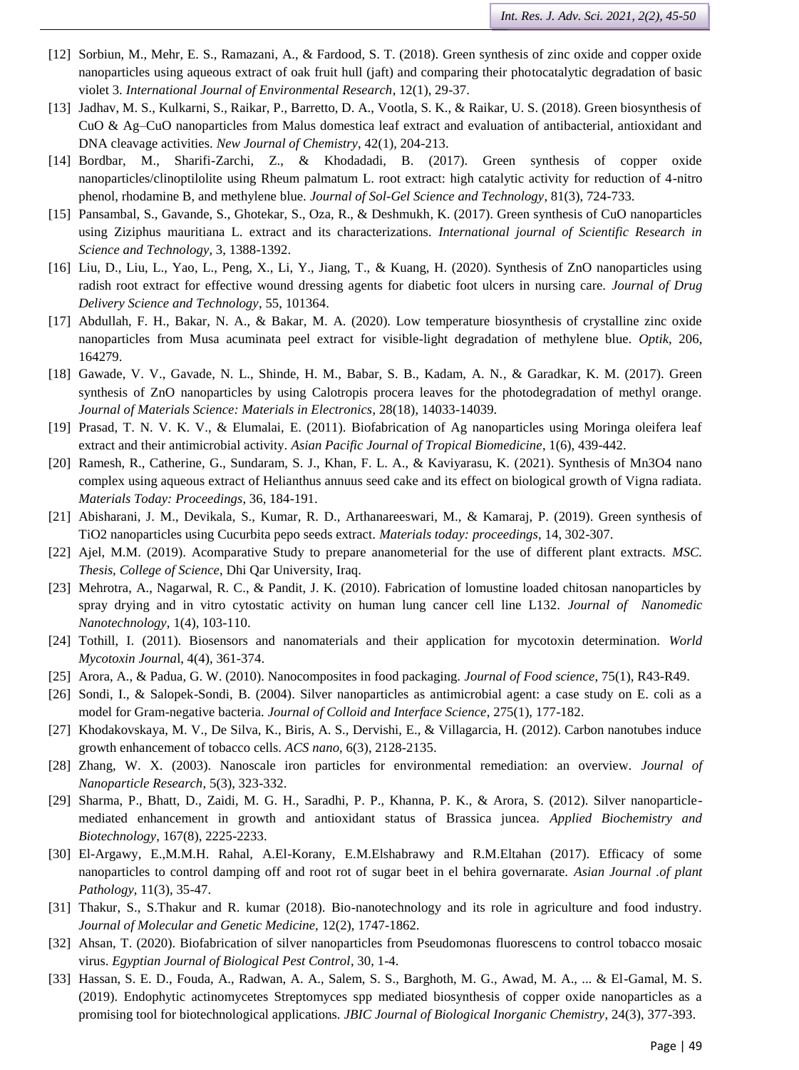[12] Sorbiun, M., Mehr, E. S., Ramazani, A., & Fardood, S. T. (2018). Green synthesis of zinc oxide and copper oxide nanoparticles using aqueous extract of oak fruit hull (jaft) and comparing their photocatalytic degradation of basic violet 3. *International Journal of Environmental Research*, 12(1), 29-37.

[13] Jadhav, M. S., Kulkarni, S., Raikar, P., Barretto, D. A., Vootla, S. K., & Raikar, U. S. (2018). Green biosynthesis of CuO & Ag–CuO nanoparticles from Malus domestica leaf extract and evaluation of antibacterial, antioxidant and DNA cleavage activities. *New Journal of Chemistry*, 42(1), 204-213.

[14] Bordbar, M., Sharifi-Zarchi, Z., & Khodadadi, B. (2017). Green synthesis of copper oxide nanoparticles/clinoptilolite using Rheum palmatum L. root extract: high catalytic activity for reduction of 4-nitro phenol, rhodamine B, and methylene blue. *Journal of Sol-Gel Science and Technology*, 81(3), 724-733.

[15] Pansambal, S., Gavande, S., Ghotekar, S., Oza, R., & Deshmukh, K. (2017). Green synthesis of CuO nanoparticles using Ziziphus mauritiana L. extract and its characterizations. *International journal of Scientific Research in Science and Technology*, 3, 1388-1392.

[16] Liu, D., Liu, L., Yao, L., Peng, X., Li, Y., Jiang, T., & Kuang, H. (2020). Synthesis of ZnO nanoparticles using radish root extract for effective wound dressing agents for diabetic foot ulcers in nursing care. *Journal of Drug Delivery Science and Technology*, 55, 101364.

[17] Abdullah, F. H., Bakar, N. A., & Bakar, M. A. (2020). Low temperature biosynthesis of crystalline zinc oxide nanoparticles from Musa acuminata peel extract for visible-light degradation of methylene blue. *Optik*, 206, 164279.

[18] Gawade, V. V., Gavade, N. L., Shinde, H. M., Babar, S. B., Kadam, A. N., & Garadkar, K. M. (2017). Green synthesis of ZnO nanoparticles by using Calotropis procera leaves for the photodegradation of methyl orange. *Journal of Materials Science: Materials in Electronics*, 28(18), 14033-14039.

[19] Prasad, T. N. V. K. V., & Elumalai, E. (2011). Biofabrication of Ag nanoparticles using Moringa oleifera leaf extract and their antimicrobial activity. *Asian Pacific Journal of Tropical Biomedicine*, 1(6), 439-442.

[20] Ramesh, R., Catherine, G., Sundaram, S. J., Khan, F. L. A., & Kaviyarasu, K. (2021). Synthesis of Mn3O4 nano complex using aqueous extract of Helianthus annuus seed cake and its effect on biological growth of Vigna radiata. *Materials Today: Proceedings*, 36, 184-191.

[21] Abisharani, J. M., Devikala, S., Kumar, R. D., Arthanareeswari, M., & Kamaraj, P. (2019). Green synthesis of TiO2 nanoparticles using Cucurbita pepo seeds extract. *Materials today: proceedings*, 14, 302-307.

[22] Ajel, M.M. (2019). Acomparative Study to prepare ananometerial for the use of different plant extracts. *MSC. Thesis, College of Science*, Dhi Qar University, Iraq.

[23] Mehrotra, A., Nagarwal, R. C., & Pandit, J. K. (2010). Fabrication of lomustine loaded chitosan nanoparticles by spray drying and in vitro cytostatic activity on human lung cancer cell line L132. *Journal of Nanomedic Nanotechnology*, 1(4), 103-110.

[24] Tothill, I. (2011). Biosensors and nanomaterials and their application for mycotoxin determination. *World Mycotoxin Journa*l, 4(4), 361-374.

[25] Arora, A., & Padua, G. W. (2010). Nanocomposites in food packaging. *Journal of Food science*, 75(1), R43-R49.

[26] Sondi, I., & Salopek-Sondi, B. (2004). Silver nanoparticles as antimicrobial agent: a case study on E. coli as a model for Gram-negative bacteria. *Journal of Colloid and Interface Science*, 275(1), 177-182.

[27] Khodakovskaya, M. V., De Silva, K., Biris, A. S., Dervishi, E., & Villagarcia, H. (2012). Carbon nanotubes induce growth enhancement of tobacco cells. *ACS nano*, 6(3), 2128-2135.

[28] Zhang, W. X. (2003). Nanoscale iron particles for environmental remediation: an overview. *Journal of Nanoparticle Research*, 5(3), 323-332.

[29] Sharma, P., Bhatt, D., Zaidi, M. G. H., Saradhi, P. P., Khanna, P. K., & Arora, S. (2012). Silver nanoparticle-mediated enhancement in growth and antioxidant status of Brassica juncea. *Applied Biochemistry and Biotechnology*, 167(8), 2225-2233.

[30] El-Argawy, E.,M.M.H. Rahal, A.El-Korany, E.M.Elshabrawy and R.M.Eltahan (2017). Efficacy of some nanoparticles to control damping off and root rot of sugar beet in el behira governarate. *Asian Journal .of plant Pathology*, 11(3), 35-47.

[31] Thakur, S., S.Thakur and R. kumar (2018). Bio-nanotechnology and its role in agriculture and food industry. *Journal of Molecular and Genetic Medicine*, 12(2), 1747-1862.

[32] Ahsan, T. (2020). Biofabrication of silver nanoparticles from Pseudomonas fluorescens to control tobacco mosaic virus. *Egyptian Journal of Biological Pest Control*, 30, 1-4.

[33] Hassan, S. E. D., Fouda, A., Radwan, A. A., Salem, S. S., Barghoth, M. G., Awad, M. A., ... & El-Gamal, M. S. (2019). Endophytic actinomycetes Streptomyces spp mediated biosynthesis of copper oxide nanoparticles as a promising tool for biotechnological applications. *JBIC Journal of Biological Inorganic Chemistry*, 24(3), 377-393.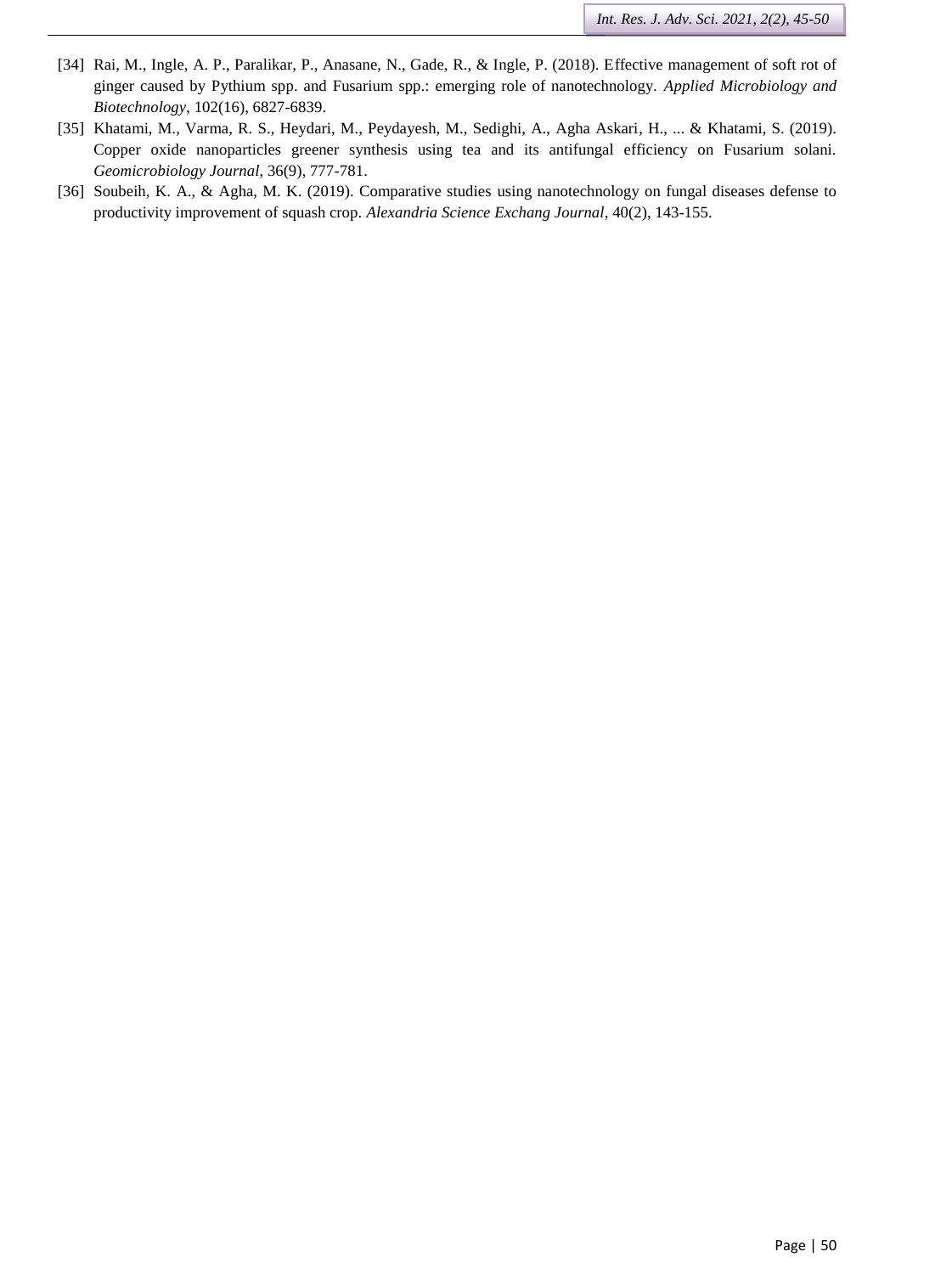[34] Rai, M., Ingle, A. P., Paralikar, P., Anasane, N., Gade, R., & Ingle, P. (2018). Effective management of soft rot of ginger caused by Pythium spp. and Fusarium spp.: emerging role of nanotechnology. *Applied Microbiology and Biotechnology*, 102(16), 6827-6839.

[35] Khatami, M., Varma, R. S., Heydari, M., Peydayesh, M., Sedighi, A., Agha Askari, H., ... & Khatami, S. (2019). Copper oxide nanoparticles greener synthesis using tea and its antifungal efficiency on Fusarium solani. *Geomicrobiology Journal*, 36(9), 777-781.

[36] Soubeih, K. A., & Agha, M. K. (2019). Comparative studies using nanotechnology on fungal diseases defense to productivity improvement of squash crop. *Alexandria Science Exchang Journal*, 40(2), 143-155.